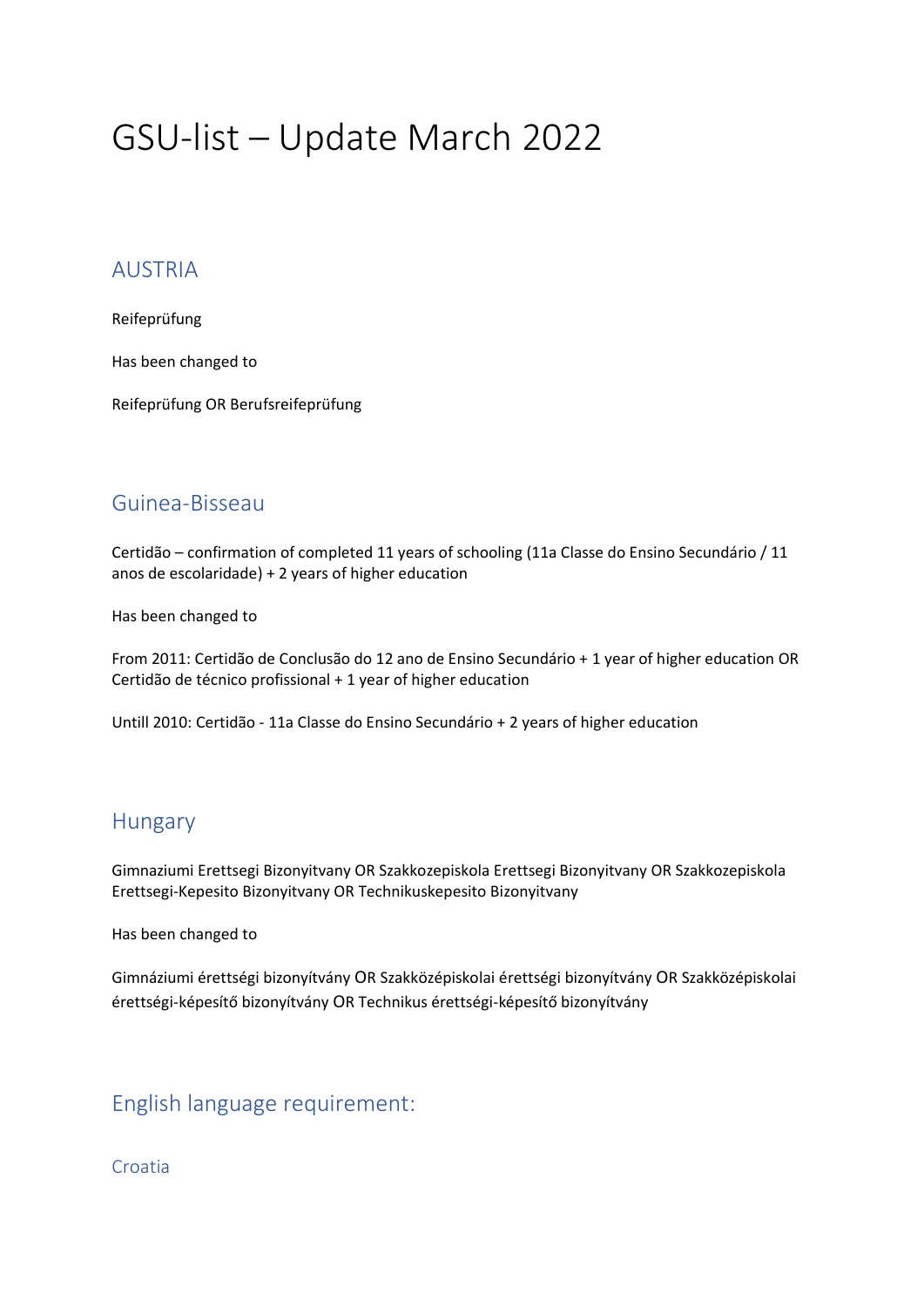# GSU-list – Update March 2022

## AUSTRIA

Reifeprüfung

Has been changed to

Reifeprüfung OR Berufsreifeprüfung

## Guinea-Bisseau

Certidão – confirmation of completed 11 years of schooling (11a Classe do Ensino Secundário / 11 anos de escolaridade) + 2 years of higher education

Has been changed to

From 2011: Certidão de Conclusão do 12 ano de Ensino Secundário + 1 year of higher education OR Certidão de técnico profissional + 1 year of higher education

Untill 2010: Certidão - 11a Classe do Ensino Secundário + 2 years of higher education

## Hungary

Gimnaziumi Erettsegi Bizonyitvany OR Szakkozepiskola Erettsegi Bizonyitvany OR Szakkozepiskola Erettsegi-Kepesito Bizonyitvany OR Technikuskepesito Bizonyitvany

Has been changed to

Gimnáziumi érettségi bizonyítvány OR Szakközépiskolai érettségi bizonyítvány OR Szakközépiskolai érettségi-képesítő bizonyítvány OR Technikus érettségi-képesítő bizonyítvány

## English language requirement:

### Croatia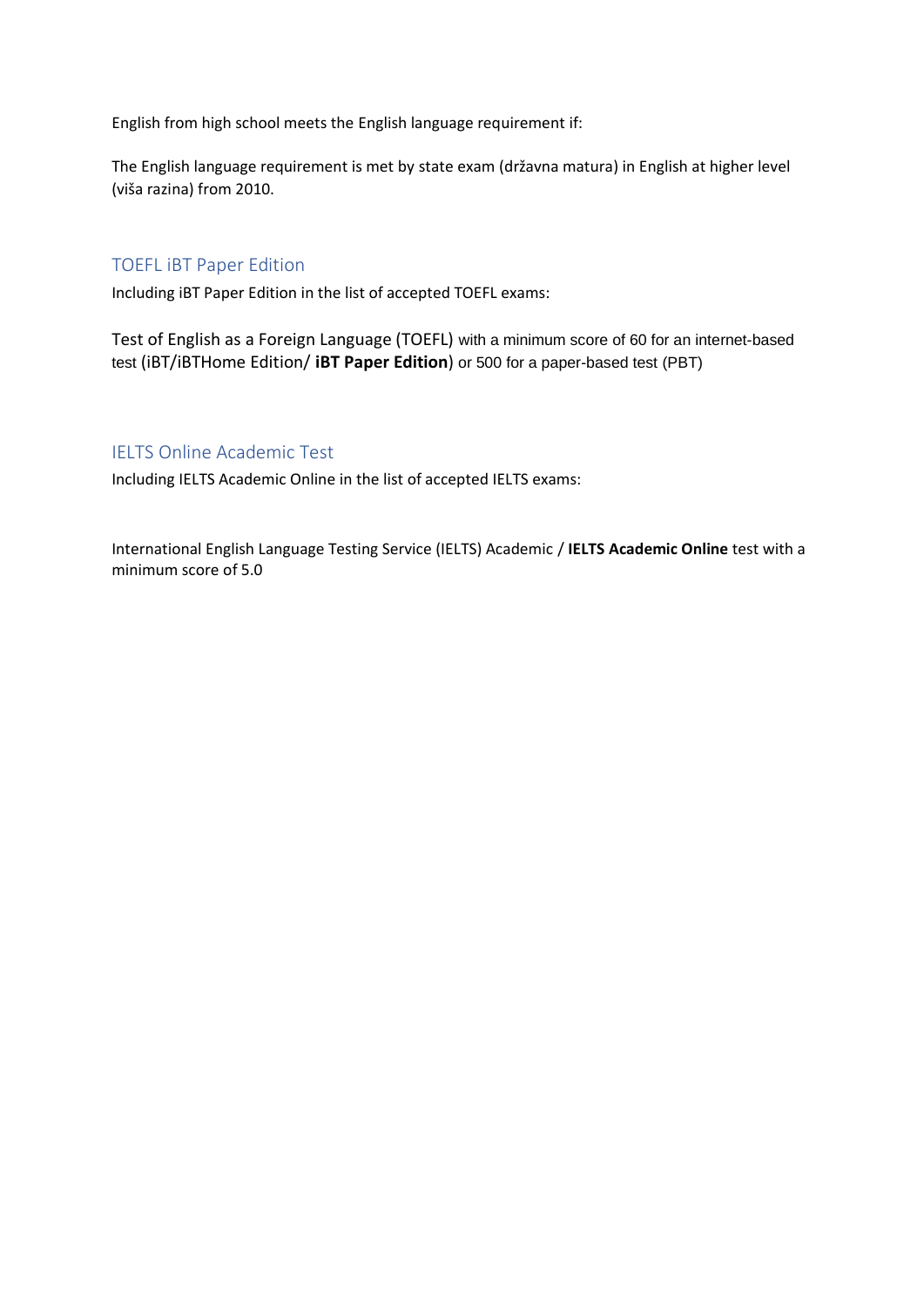English from high school meets the English language requirement if:

The English language requirement is met by state exam (državna matura) in English at higher level (viša razina) from 2010.

## TOEFL iBT Paper Edition

Including iBT Paper Edition in the list of accepted TOEFL exams:

Test of English as a Foreign Language (TOEFL) with a minimum score of 60 for an internet-based test (iBT/iBTHome Edition/ **iBT Paper Edition**) or 500 for a paper-based test (PBT)

## IELTS Online Academic Test

Including IELTS Academic Online in the list of accepted IELTS exams:

International English Language Testing Service (IELTS) Academic / **IELTS Academic Online** test with a minimum score of 5.0